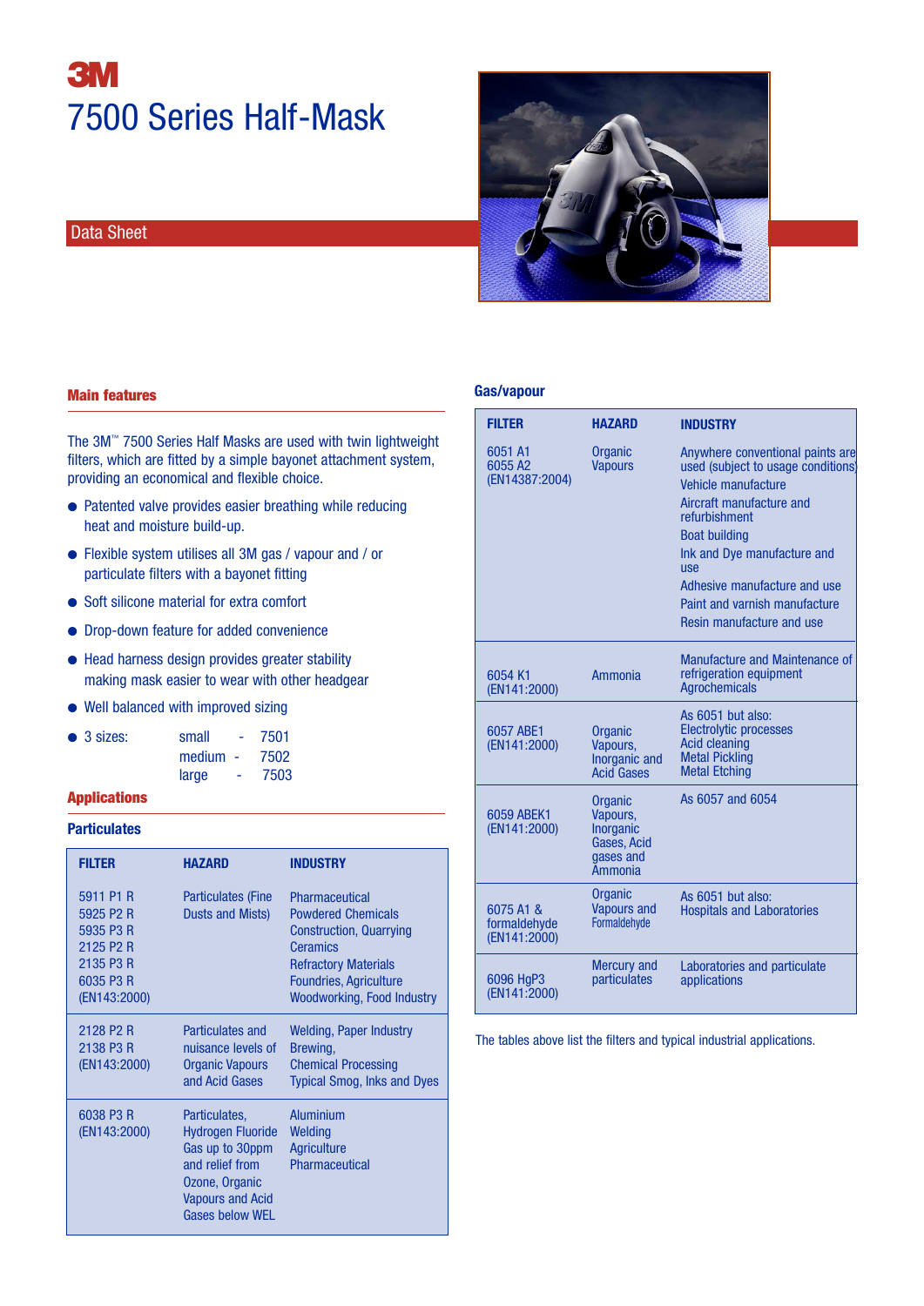3M

# 7500 Series Half-Mask

Data Sheet

## Main features

The 3M™ 7500 Series Half Masks are used with twin lightweight filters, which are fitted by a simple bayonet attachment system, providing an economical and flexible choice.

- Patented valve provides easier breathing while reducing heat and moisture build-up.
- Flexible system utilises all 3M gas / vapour and / or particulate filters with a bayonet fitting
- Soft silicone material for extra comfort
- Drop-down feature for added convenience
- Head harness design provides greater stability making mask easier to wear with other headgear
- Well balanced with improved sizing
- 3 sizes: small - 7501, medium - 7502, large - 7503

## Applications

### Particulates

| FILTER | HAZARD | INDUSTRY |
|---|---|---|
| 5911 P1 R<br>5925 P2 R<br>5935 P3 R<br>2125 P2 R<br>2135 P3 R<br>6035 P3 R<br>(EN143:2000) | Particulates (Fine Dusts and Mists) | Pharmaceutical<br>Powdered Chemicals<br>Construction, Quarrying<br>Ceramics<br>Refractory Materials<br>Foundries, Agriculture<br>Woodworking, Food Industry |
| 2128 P2 R<br>2138 P3 R<br>(EN143:2000) | Particulates and nuisance levels of Organic Vapours and Acid Gases | Welding, Paper Industry<br>Brewing,<br>Chemical Processing<br>Typical Smog, Inks and Dyes |
| 6038 P3 R<br>(EN143:2000) | Particulates, Hydrogen Fluoride Gas up to 30ppm and relief from Ozone, Organic Vapours and Acid Gases below WEL | Aluminium<br>Welding<br>Agriculture<br>Pharmaceutical |

### Gas/vapour

| FILTER | HAZARD | INDUSTRY |
|---|---|---|
| 6051 A1<br>6055 A2<br>(EN14387:2004) | Organic Vapours | Anywhere conventional paints are used (subject to usage conditions)<br>Vehicle manufacture<br>Aircraft manufacture and refurbishment<br>Boat building<br>Ink and Dye manufacture and use<br>Adhesive manufacture and use<br>Paint and varnish manufacture<br>Resin manufacture and use |
| 6054 K1<br>(EN141:2000) | Ammonia | Manufacture and Maintenance of refrigeration equipment<br>Agrochemicals |
| 6057 ABE1<br>(EN141:2000) | Organic Vapours, Inorganic and Acid Gases | As 6051 but also:<br>Electrolytic processes<br>Acid cleaning<br>Metal Pickling<br>Metal Etching |
| 6059 ABEK1<br>(EN141:2000) | Organic Vapours, Inorganic Gases, Acid gases and Ammonia | As 6057 and 6054 |
| 6075 A1 &<br>formaldehyde<br>(EN141:2000) | Organic Vapours and Formaldehyde | As 6051 but also:<br>Hospitals and Laboratories |
| 6096 HgP3<br>(EN141:2000) | Mercury and particulates | Laboratories and particulate applications |

The tables above list the filters and typical industrial applications.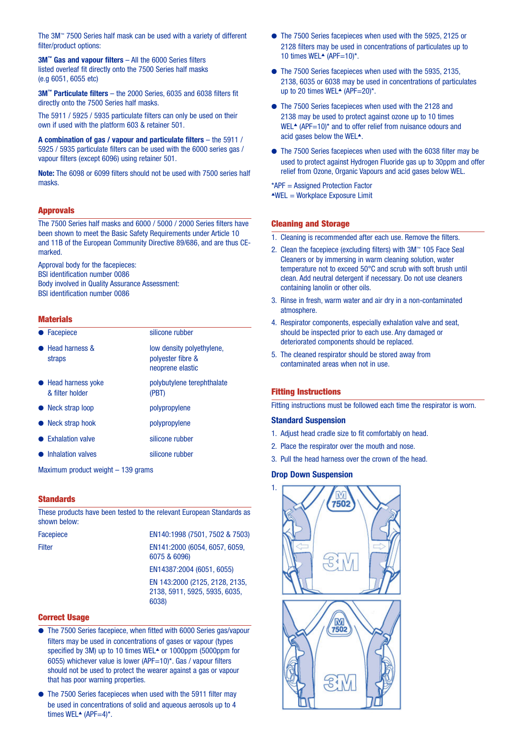The 3M™ 7500 Series half mask can be used with a variety of different filter/product options:

**3M™ Gas and vapour filters** – All the 6000 Series filters listed overleaf fit directly onto the 7500 Series half masks (e.g 6051, 6055 etc)

**3M™ Particulate filters** – the 2000 Series, 6035 and 6038 filters fit directly onto the 7500 Series half masks.

The 5911 / 5925 / 5935 particulate filters can only be used on their own if used with the platform 603 & retainer 501.

**A combination of gas / vapour and particulate filters** – the 5911 / 5925 / 5935 particulate filters can be used with the 6000 series gas / vapour filters (except 6096) using retainer 501.

**Note:** The 6098 or 6099 filters should not be used with 7500 series half masks.

## Approvals

The 7500 Series half masks and 6000 / 5000 / 2000 Series filters have been shown to meet the Basic Safety Requirements under Article 10 and 11B of the European Community Directive 89/686, and are thus CE-marked.

Approval body for the facepieces:
BSI identification number 0086
Body involved in Quality Assurance Assessment:
BSI identification number 0086

## Materials

| Component | Material |
|---|---|
| Facepiece | silicone rubber |
| Head harness & straps | low density polyethylene, polyester fibre & neoprene elastic |
| Head harness yoke & filter holder | polybutylene terephthalate (PBT) |
| Neck strap loop | polypropylene |
| Neck strap hook | polypropylene |
| Exhalation valve | silicone rubber |
| Inhalation valves | silicone rubber |

Maximum product weight – 139 grams

## Standards

These products have been tested to the relevant European Standards as shown below:

| | |
|---|---|
| Facepiece | EN140:1998 (7501, 7502 & 7503) |
| Filter | EN141:2000 (6054, 6057, 6059, 6075 & 6096) |
| | EN14387:2004 (6051, 6055) |
| | EN 143:2000 (2125, 2128, 2135, 2138, 5911, 5925, 5935, 6035, 6038) |

## Correct Usage

- The 7500 Series facepiece, when fitted with 6000 Series gas/vapour filters may be used in concentrations of gases or vapour (types specified by 3M) up to 10 times WEL▲ or 1000ppm (5000ppm for 6055) whichever value is lower (APF=10)*. Gas / vapour filters should not be used to protect the wearer against a gas or vapour that has poor warning properties.
- The 7500 Series facepieces when used with the 5911 filter may be used in concentrations of solid and aqueous aerosols up to 4 times WEL▲ (APF=4)*.
- The 7500 Series facepieces when used with the 5925, 2125 or 2128 filters may be used in concentrations of particulates up to 10 times WEL▲ (APF=10)*.
- The 7500 Series facepieces when used with the 5935, 2135, 2138, 6035 or 6038 may be used in concentrations of particulates up to 20 times WEL▲ (APF=20)*.
- The 7500 Series facepieces when used with the 2128 and 2138 may be used to protect against ozone up to 10 times WEL▲ (APF=10)* and to offer relief from nuisance odours and acid gases below the WEL▲.
- The 7500 Series facepieces when used with the 6038 filter may be used to protect against Hydrogen Fluoride gas up to 30ppm and offer relief from Ozone, Organic Vapours and acid gases below WEL.

*APF = Assigned Protection Factor
▲WEL = Workplace Exposure Limit

## Cleaning and Storage

1. Cleaning is recommended after each use. Remove the filters.
2. Clean the facepiece (excluding filters) with 3M™ 105 Face Seal Cleaners or by immersing in warm cleaning solution, water temperature not to exceed 50°C and scrub with soft brush until clean. Add neutral detergent if necessary. Do not use cleaners containing lanolin or other oils.
3. Rinse in fresh, warm water and air dry in a non-contaminated atmosphere.
4. Respirator components, especially exhalation valve and seat, should be inspected prior to each use. Any damaged or deteriorated components should be replaced.
5. The cleaned respirator should be stored away from contaminated areas when not in use.

## Fitting Instructions

Fitting instructions must be followed each time the respirator is worn.

### Standard Suspension

1. Adjust head cradle size to fit comfortably on head.
2. Place the respirator over the mouth and nose.
3. Pull the head harness over the crown of the head.

### Drop Down Suspension

1.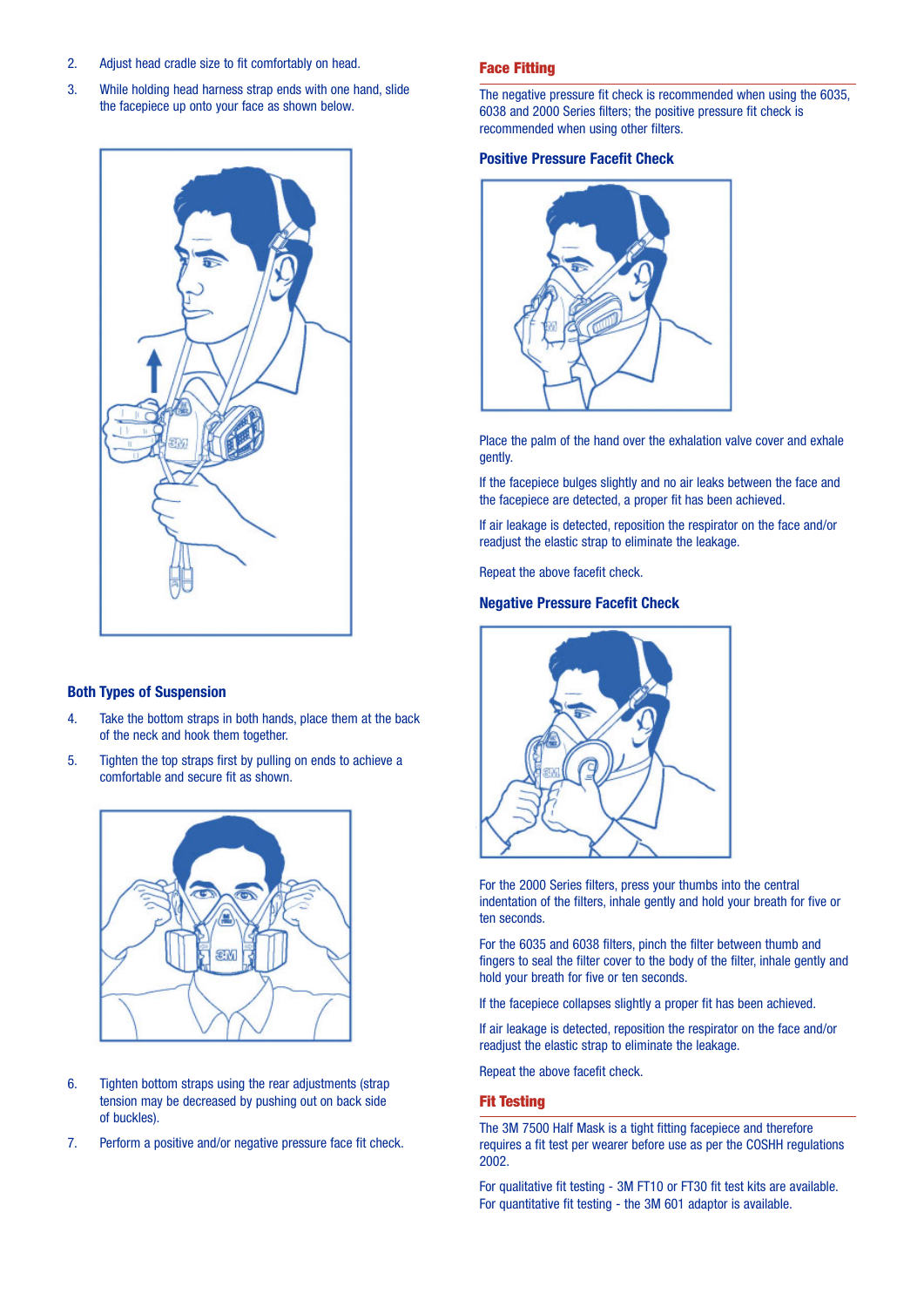2. Adjust head cradle size to fit comfortably on head.
3. While holding head harness strap ends with one hand, slide the facepiece up onto your face as shown below.

### Both Types of Suspension

4. Take the bottom straps in both hands, place them at the back of the neck and hook them together.
5. Tighten the top straps first by pulling on ends to achieve a comfortable and secure fit as shown.
6. Tighten bottom straps using the rear adjustments (strap tension may be decreased by pushing out on back side of buckles).
7. Perform a positive and/or negative pressure face fit check.

## Face Fitting

The negative pressure fit check is recommended when using the 6035, 6038 and 2000 Series filters; the positive pressure fit check is recommended when using other filters.

### Positive Pressure Facefit Check

Place the palm of the hand over the exhalation valve cover and exhale gently.

If the facepiece bulges slightly and no air leaks between the face and the facepiece are detected, a proper fit has been achieved.

If air leakage is detected, reposition the respirator on the face and/or readjust the elastic strap to eliminate the leakage.

Repeat the above facefit check.

### Negative Pressure Facefit Check

For the 2000 Series filters, press your thumbs into the central indentation of the filters, inhale gently and hold your breath for five or ten seconds.

For the 6035 and 6038 filters, pinch the filter between thumb and fingers to seal the filter cover to the body of the filter, inhale gently and hold your breath for five or ten seconds.

If the facepiece collapses slightly a proper fit has been achieved.

If air leakage is detected, reposition the respirator on the face and/or readjust the elastic strap to eliminate the leakage.

Repeat the above facefit check.

## Fit Testing

The 3M 7500 Half Mask is a tight fitting facepiece and therefore requires a fit test per wearer before use as per the COSHH regulations 2002.

For qualitative fit testing - 3M FT10 or FT30 fit test kits are available.
For quantitative fit testing - the 3M 601 adaptor is available.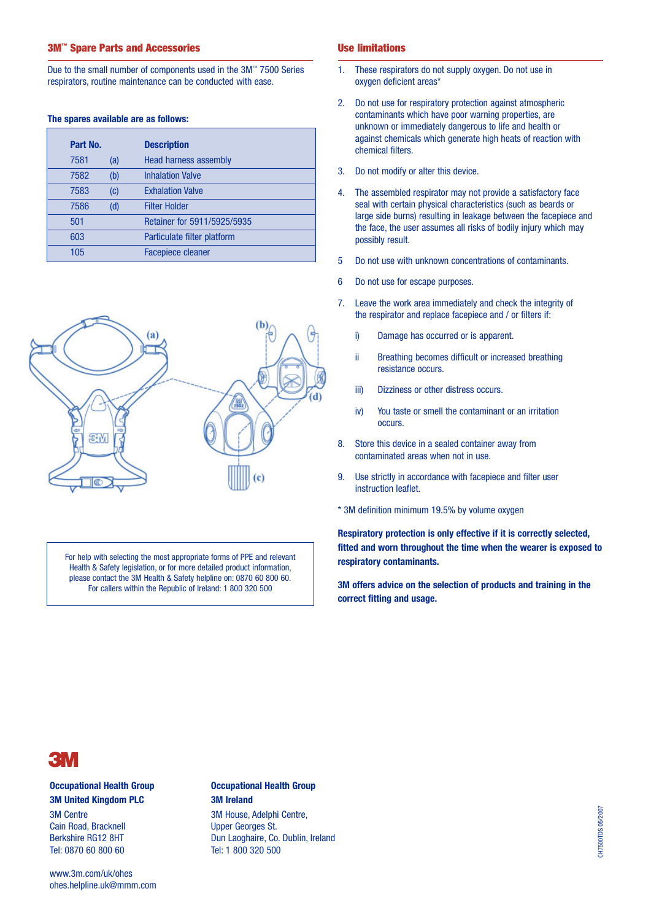## 3M™ Spare Parts and Accessories

Due to the small number of components used in the 3M™ 7500 Series respirators, routine maintenance can be conducted with ease.

**The spares available are as follows:**

| Part No. | | Description |
|---|---|---|
| 7581 | (a) | Head harness assembly |
| 7582 | (b) | Inhalation Valve |
| 7583 | (c) | Exhalation Valve |
| 7586 | (d) | Filter Holder |
| 501 | | Retainer for 5911/5925/5935 |
| 603 | | Particulate filter platform |
| 105 | | Facepiece cleaner |

(a)
(b)
(c)
(d)

For help with selecting the most appropriate forms of PPE and relevant Health & Safety legislation, or for more detailed product information, please contact the 3M Health & Safety helpline on: 0870 60 800 60.
For callers within the Republic of Ireland: 1 800 320 500

## Use limitations

1. These respirators do not supply oxygen. Do not use in oxygen deficient areas*
2. Do not use for respiratory protection against atmospheric contaminants which have poor warning properties, are unknown or immediately dangerous to life and health or against chemicals which generate high heats of reaction with chemical filters.
3. Do not modify or alter this device.
4. The assembled respirator may not provide a satisfactory face seal with certain physical characteristics (such as beards or large side burns) resulting in leakage between the facepiece and the face, the user assumes all risks of bodily injury which may possibly result.
5. Do not use with unknown concentrations of contaminants.
6. Do not use for escape purposes.
7. Leave the work area immediately and check the integrity of the respirator and replace facepiece and / or filters if:
   - i) Damage has occurred or is apparent.
   - ii Breathing becomes difficult or increased breathing resistance occurs.
   - iii) Dizziness or other distress occurs.
   - iv) You taste or smell the contaminant or an irritation occurs.
8. Store this device in a sealed container away from contaminated areas when not in use.
9. Use strictly in accordance with facepiece and filter user instruction leaflet.

\* 3M definition minimum 19.5% by volume oxygen

**Respiratory protection is only effective if it is correctly selected, fitted and worn throughout the time when the wearer is exposed to respiratory contaminants.**

**3M offers advice on the selection of products and training in the correct fitting and usage.**

3M

**Occupational Health Group**
**3M United Kingdom PLC**
3M Centre
Cain Road, Bracknell
Berkshire RG12 8HT
Tel: 0870 60 800 60

www.3m.com/uk/ohes
ohes.helpline.uk@mmm.com

**Occupational Health Group**
**3M Ireland**
3M House, Adelphi Centre,
Upper Georges St.
Dun Laoghaire, Co. Dublin, Ireland
Tel: 1 800 320 500

CH7500TDS 05/2007